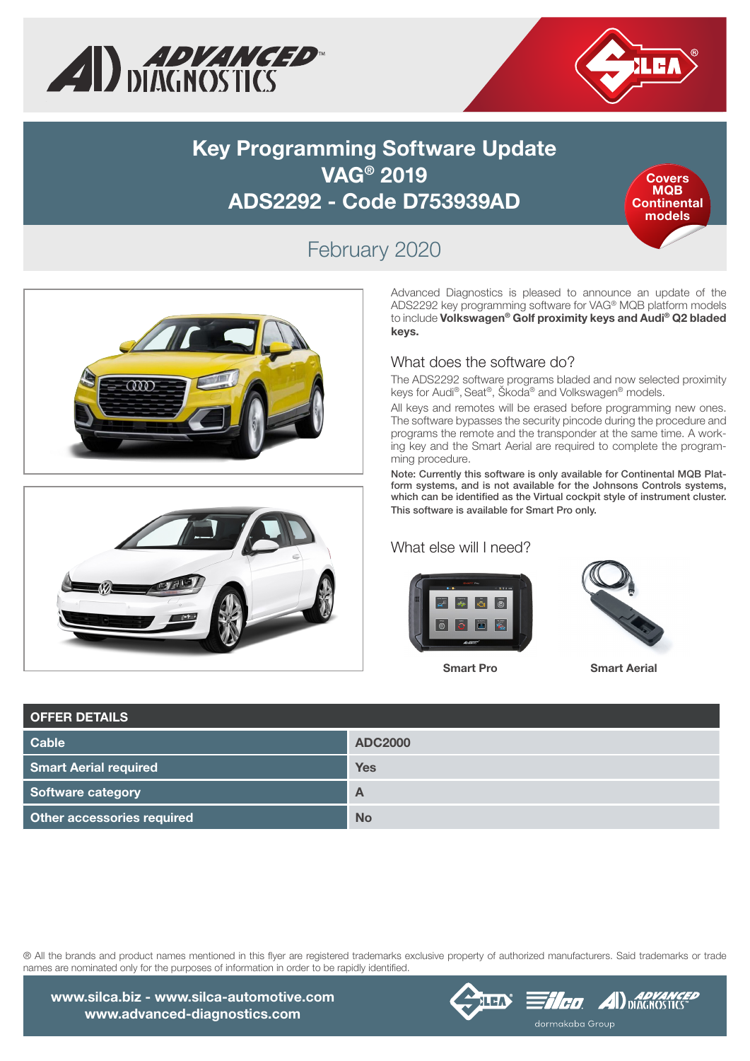# Key Programming Software Update
# VAG® 2019
# ADS2292 - Code D753939AD

**Covers MQB Continental models**

## February 2020

Advanced Diagnostics is pleased to announce an update of the ADS2292 key programming software for VAG® MQB platform models to include **Volkswagen® Golf proximity keys and Audi® Q2 bladed keys.**

### What does the software do?

The ADS2292 software programs bladed and now selected proximity keys for Audi®, Seat®, Škoda® and Volkswagen® models.

All keys and remotes will be erased before programming new ones. The software bypasses the security pincode during the procedure and programs the remote and the transponder at the same time. A working key and the Smart Aerial are required to complete the programming procedure.

**Note: Currently this software is only available for Continental MQB Platform systems, and is not available for the Johnsons Controls systems, which can be identified as the Virtual cockpit style of instrument cluster. This software is available for Smart Pro only.**

### What else will I need?

**Smart Pro**

**Smart Aerial**

| OFFER DETAILS | |
|---|---|
| **Cable** | **ADC2000** |
| **Smart Aerial required** | **Yes** |
| **Software category** | **A** |
| **Other accessories required** | **No** |

® All the brands and product names mentioned in this flyer are registered trademarks exclusive property of authorized manufacturers. Said trademarks or trade names are nominated only for the purposes of information in order to be rapidly identified.

**www.silca.biz - www.silca-automotive.com**
**www.advanced-diagnostics.com**

dormakaba Group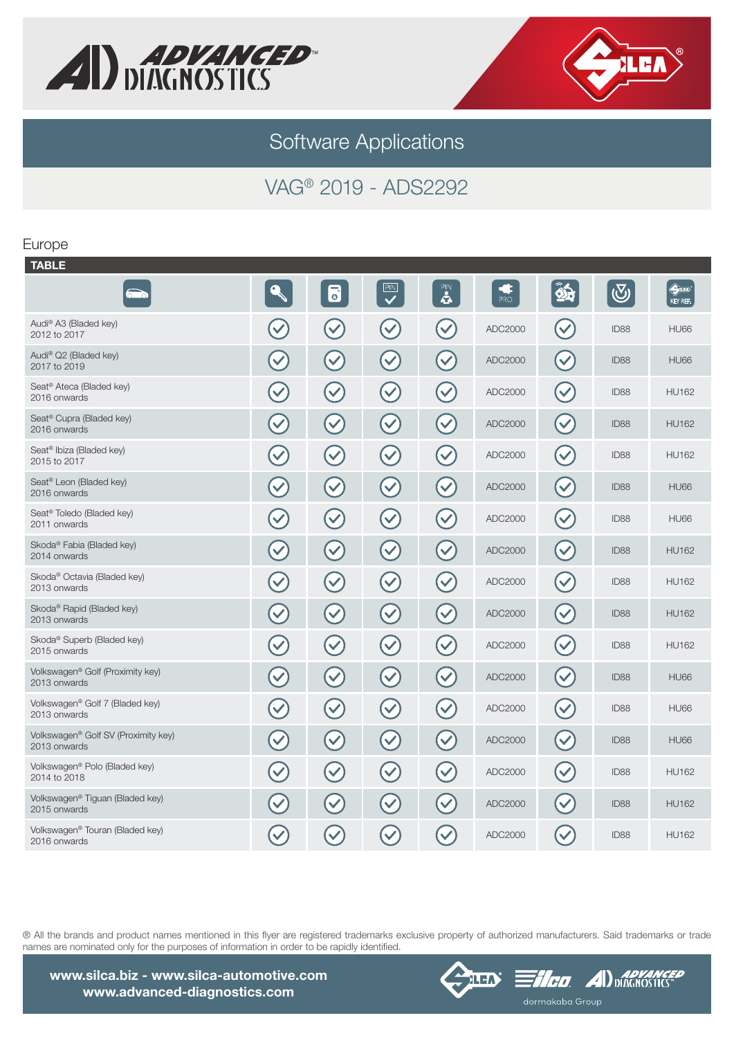# Software Applications

## VAG® 2019 - ADS2292

### Europe

**TABLE**

| | | | PIN | PIN | PRO | | | KEY REF. |
|---|---|---|---|---|---|---|---|---|
| Audi® A3 (Bladed key) 2012 to 2017 | ✓ | ✓ | ✓ | ✓ | ADC2000 | ✓ | ID88 | HU66 |
| Audi® Q2 (Bladed key) 2017 to 2019 | ✓ | ✓ | ✓ | ✓ | ADC2000 | ✓ | ID88 | HU66 |
| Seat® Ateca (Bladed key) 2016 onwards | ✓ | ✓ | ✓ | ✓ | ADC2000 | ✓ | ID88 | HU162 |
| Seat® Cupra (Bladed key) 2016 onwards | ✓ | ✓ | ✓ | ✓ | ADC2000 | ✓ | ID88 | HU162 |
| Seat® Ibiza (Bladed key) 2015 to 2017 | ✓ | ✓ | ✓ | ✓ | ADC2000 | ✓ | ID88 | HU162 |
| Seat® Leon (Bladed key) 2016 onwards | ✓ | ✓ | ✓ | ✓ | ADC2000 | ✓ | ID88 | HU66 |
| Seat® Toledo (Bladed key) 2011 onwards | ✓ | ✓ | ✓ | ✓ | ADC2000 | ✓ | ID88 | HU66 |
| Skoda® Fabia (Bladed key) 2014 onwards | ✓ | ✓ | ✓ | ✓ | ADC2000 | ✓ | ID88 | HU162 |
| Skoda® Octavia (Bladed key) 2013 onwards | ✓ | ✓ | ✓ | ✓ | ADC2000 | ✓ | ID88 | HU162 |
| Skoda® Rapid (Bladed key) 2013 onwards | ✓ | ✓ | ✓ | ✓ | ADC2000 | ✓ | ID88 | HU162 |
| Skoda® Superb (Bladed key) 2015 onwards | ✓ | ✓ | ✓ | ✓ | ADC2000 | ✓ | ID88 | HU162 |
| Volkswagen® Golf (Proximity key) 2013 onwards | ✓ | ✓ | ✓ | ✓ | ADC2000 | ✓ | ID88 | HU66 |
| Volkswagen® Golf 7 (Bladed key) 2013 onwards | ✓ | ✓ | ✓ | ✓ | ADC2000 | ✓ | ID88 | HU66 |
| Volkswagen® Golf SV (Proximity key) 2013 onwards | ✓ | ✓ | ✓ | ✓ | ADC2000 | ✓ | ID88 | HU66 |
| Volkswagen® Polo (Bladed key) 2014 to 2018 | ✓ | ✓ | ✓ | ✓ | ADC2000 | ✓ | ID88 | HU162 |
| Volkswagen® Tiguan (Bladed key) 2015 onwards | ✓ | ✓ | ✓ | ✓ | ADC2000 | ✓ | ID88 | HU162 |
| Volkswagen® Touran (Bladed key) 2016 onwards | ✓ | ✓ | ✓ | ✓ | ADC2000 | ✓ | ID88 | HU162 |

® All the brands and product names mentioned in this flyer are registered trademarks exclusive property of authorized manufacturers. Said trademarks or trade names are nominated only for the purposes of information in order to be rapidly identified.

**www.silca.biz - www.silca-automotive.com**
**www.advanced-diagnostics.com**

dormakaba Group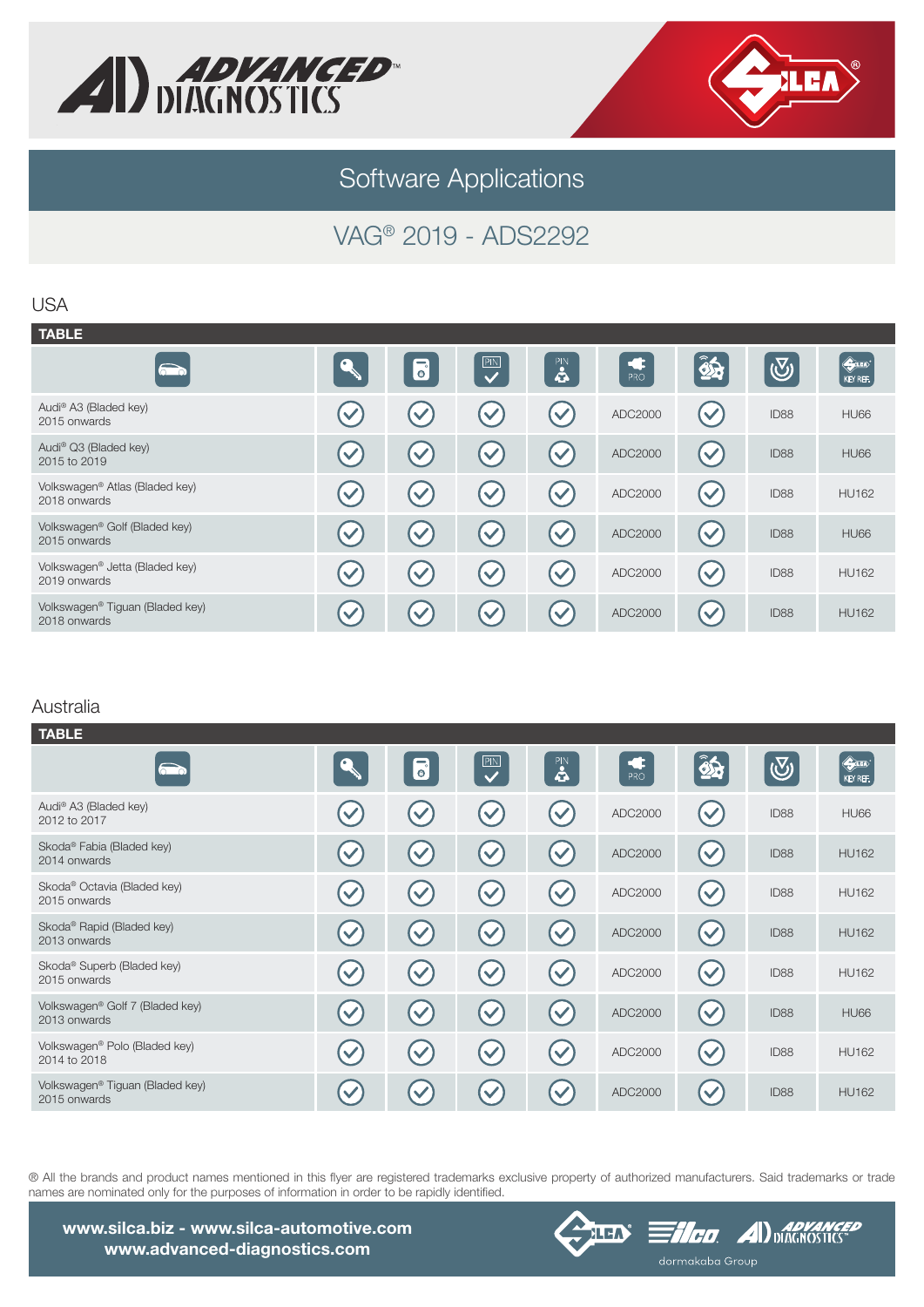## Software Applications

### VAG® 2019 - ADS2292

## USA

**TABLE**

| | | | | | | | | |
|---|---|---|---|---|---|---|---|---|
| Audi® A3 (Bladed key) 2015 onwards | ✓ | ✓ | ✓ | ✓ | ADC2000 | ✓ | ID88 | HU66 |
| Audi® Q3 (Bladed key) 2015 to 2019 | ✓ | ✓ | ✓ | ✓ | ADC2000 | ✓ | ID88 | HU66 |
| Volkswagen® Atlas (Bladed key) 2018 onwards | ✓ | ✓ | ✓ | ✓ | ADC2000 | ✓ | ID88 | HU162 |
| Volkswagen® Golf (Bladed key) 2015 onwards | ✓ | ✓ | ✓ | ✓ | ADC2000 | ✓ | ID88 | HU66 |
| Volkswagen® Jetta (Bladed key) 2019 onwards | ✓ | ✓ | ✓ | ✓ | ADC2000 | ✓ | ID88 | HU162 |
| Volkswagen® Tiguan (Bladed key) 2018 onwards | ✓ | ✓ | ✓ | ✓ | ADC2000 | ✓ | ID88 | HU162 |

## Australia

**TABLE**

| | | | | | | | | |
|---|---|---|---|---|---|---|---|---|
| Audi® A3 (Bladed key) 2012 to 2017 | ✓ | ✓ | ✓ | ✓ | ADC2000 | ✓ | ID88 | HU66 |
| Skoda® Fabia (Bladed key) 2014 onwards | ✓ | ✓ | ✓ | ✓ | ADC2000 | ✓ | ID88 | HU162 |
| Skoda® Octavia (Bladed key) 2015 onwards | ✓ | ✓ | ✓ | ✓ | ADC2000 | ✓ | ID88 | HU162 |
| Skoda® Rapid (Bladed key) 2013 onwards | ✓ | ✓ | ✓ | ✓ | ADC2000 | ✓ | ID88 | HU162 |
| Skoda® Superb (Bladed key) 2015 onwards | ✓ | ✓ | ✓ | ✓ | ADC2000 | ✓ | ID88 | HU162 |
| Volkswagen® Golf 7 (Bladed key) 2013 onwards | ✓ | ✓ | ✓ | ✓ | ADC2000 | ✓ | ID88 | HU66 |
| Volkswagen® Polo (Bladed key) 2014 to 2018 | ✓ | ✓ | ✓ | ✓ | ADC2000 | ✓ | ID88 | HU162 |
| Volkswagen® Tiguan (Bladed key) 2015 onwards | ✓ | ✓ | ✓ | ✓ | ADC2000 | ✓ | ID88 | HU162 |

® All the brands and product names mentioned in this flyer are registered trademarks exclusive property of authorized manufacturers. Said trademarks or trade names are nominated only for the purposes of information in order to be rapidly identified.

**www.silca.biz - www.silca-automotive.com**
**www.advanced-diagnostics.com**

dormakaba Group